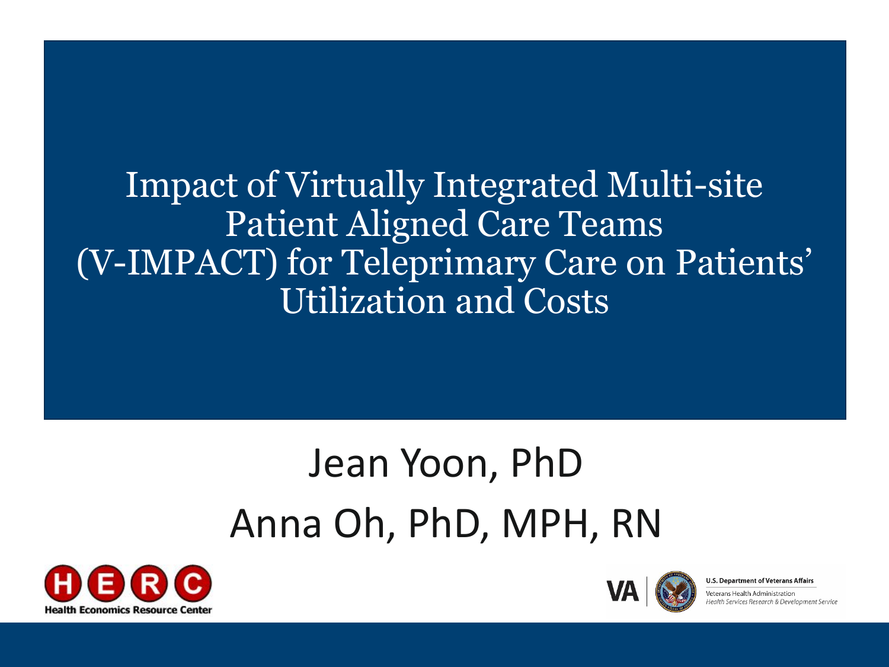# Impact of Virtually Integrated Multi-site Patient Aligned Care Teams (V-IMPACT) for Teleprimary Care on Patients' Utilization and Costs

Jean Yoon, PhD

Anna Oh, PhD, MPH, RN

Health Economics Resource Center

U.S. Department of Veterans Affairs

Veterans Health Administration

*Health Services Research & Development Service*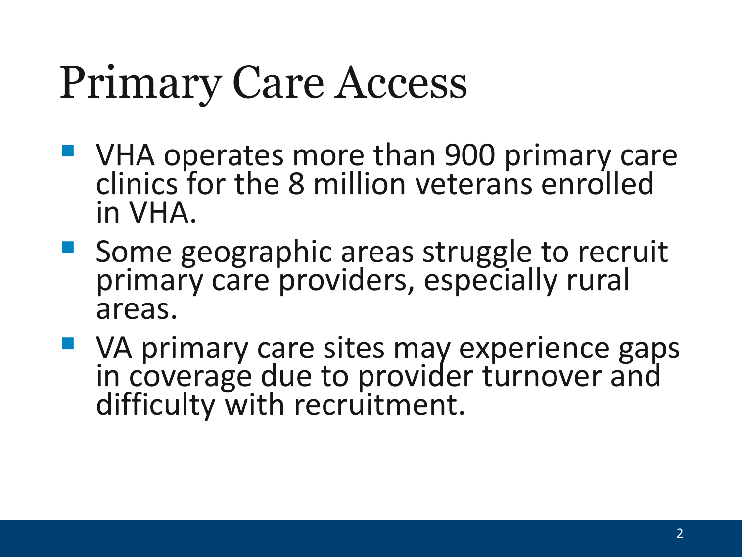# Primary Care Access

- VHA operates more than 900 primary care clinics for the 8 million veterans enrolled in VHA.
- Some geographic areas struggle to recruit primary care providers, especially rural areas.
- VA primary care sites may experience gaps in coverage due to provider turnover and difficulty with recruitment.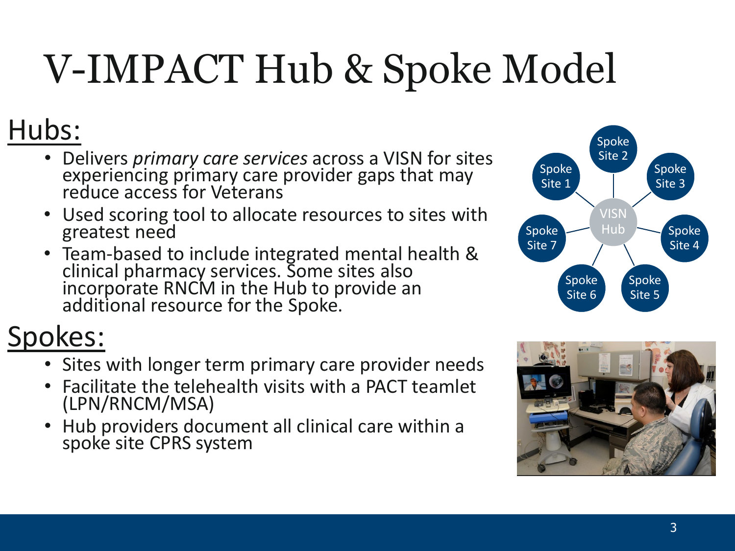# V-IMPACT Hub & Spoke Model

## Hubs:

- Delivers *primary care services* across a VISN for sites experiencing primary care provider gaps that may reduce access for Veterans
- Used scoring tool to allocate resources to sites with greatest need
- Team-based to include integrated mental health & clinical pharmacy services. Some sites also incorporate RNCM in the Hub to provide an additional resource for the Spoke.

## Spokes:

- Sites with longer term primary care provider needs
- Facilitate the telehealth visits with a PACT teamlet (LPN/RNCM/MSA)
- Hub providers document all clinical care within a spoke site CPRS system

VISN Hub

Spoke Site 1, Spoke Site 2, Spoke Site 3, Spoke Site 4, Spoke Site 5, Spoke Site 6, Spoke Site 7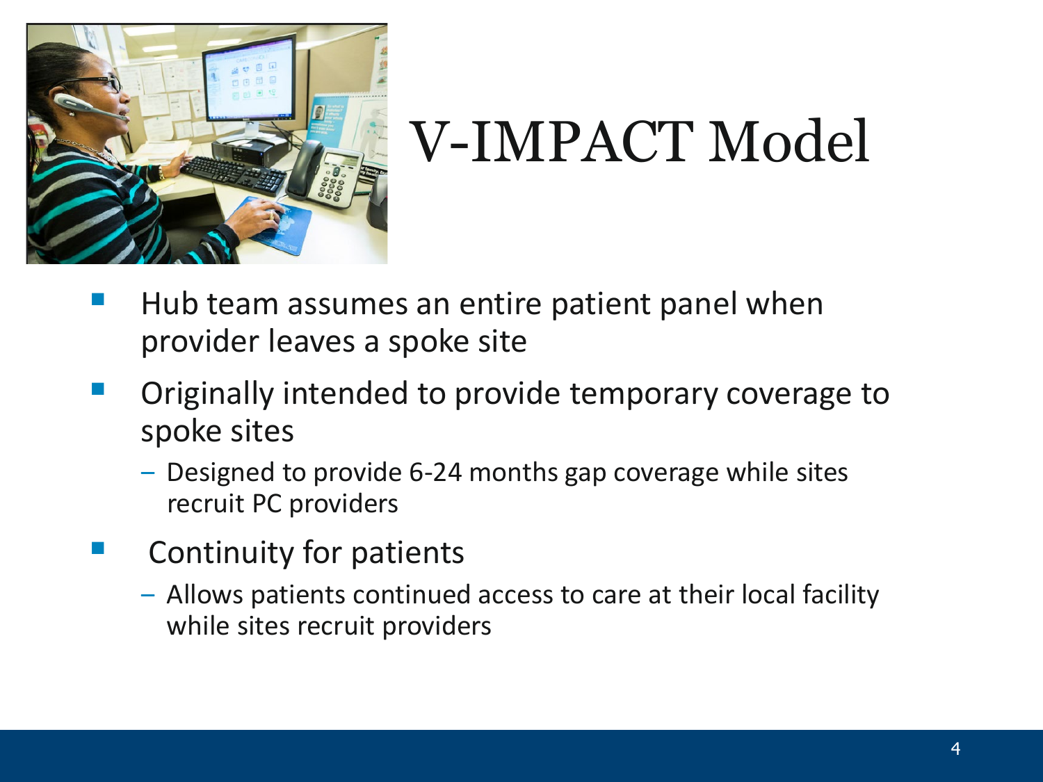# V-IMPACT Model

- Hub team assumes an entire patient panel when provider leaves a spoke site
- Originally intended to provide temporary coverage to spoke sites
  - Designed to provide 6-24 months gap coverage while sites recruit PC providers
- Continuity for patients
  - Allows patients continued access to care at their local facility while sites recruit providers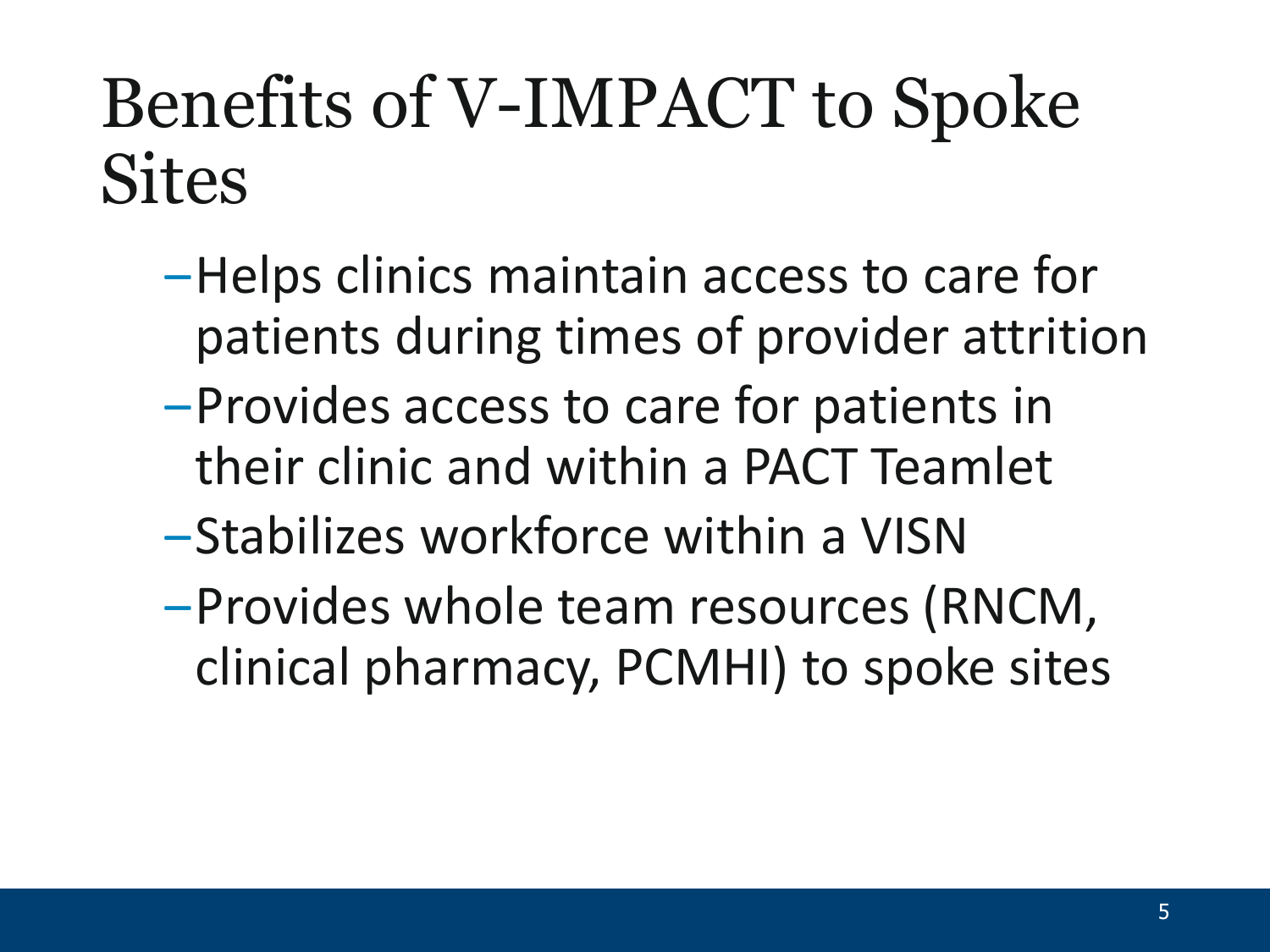# Benefits of V-IMPACT to Spoke Sites

- Helps clinics maintain access to care for patients during times of provider attrition
- Provides access to care for patients in their clinic and within a PACT Teamlet
- Stabilizes workforce within a VISN
- Provides whole team resources (RNCM, clinical pharmacy, PCMHI) to spoke sites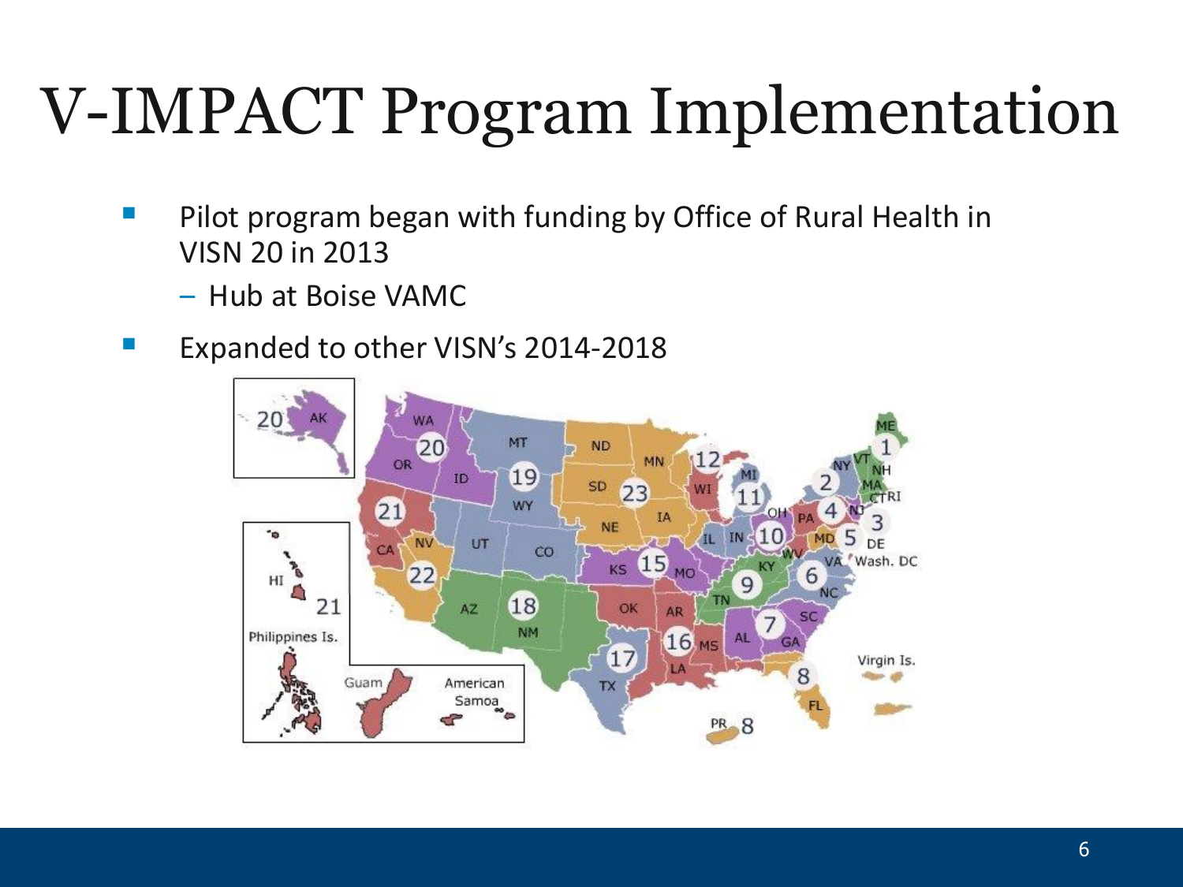# V-IMPACT Program Implementation

- Pilot program began with funding by Office of Rural Health in VISN 20 in 2013
  - Hub at Boise VAMC
- Expanded to other VISN's 2014-2018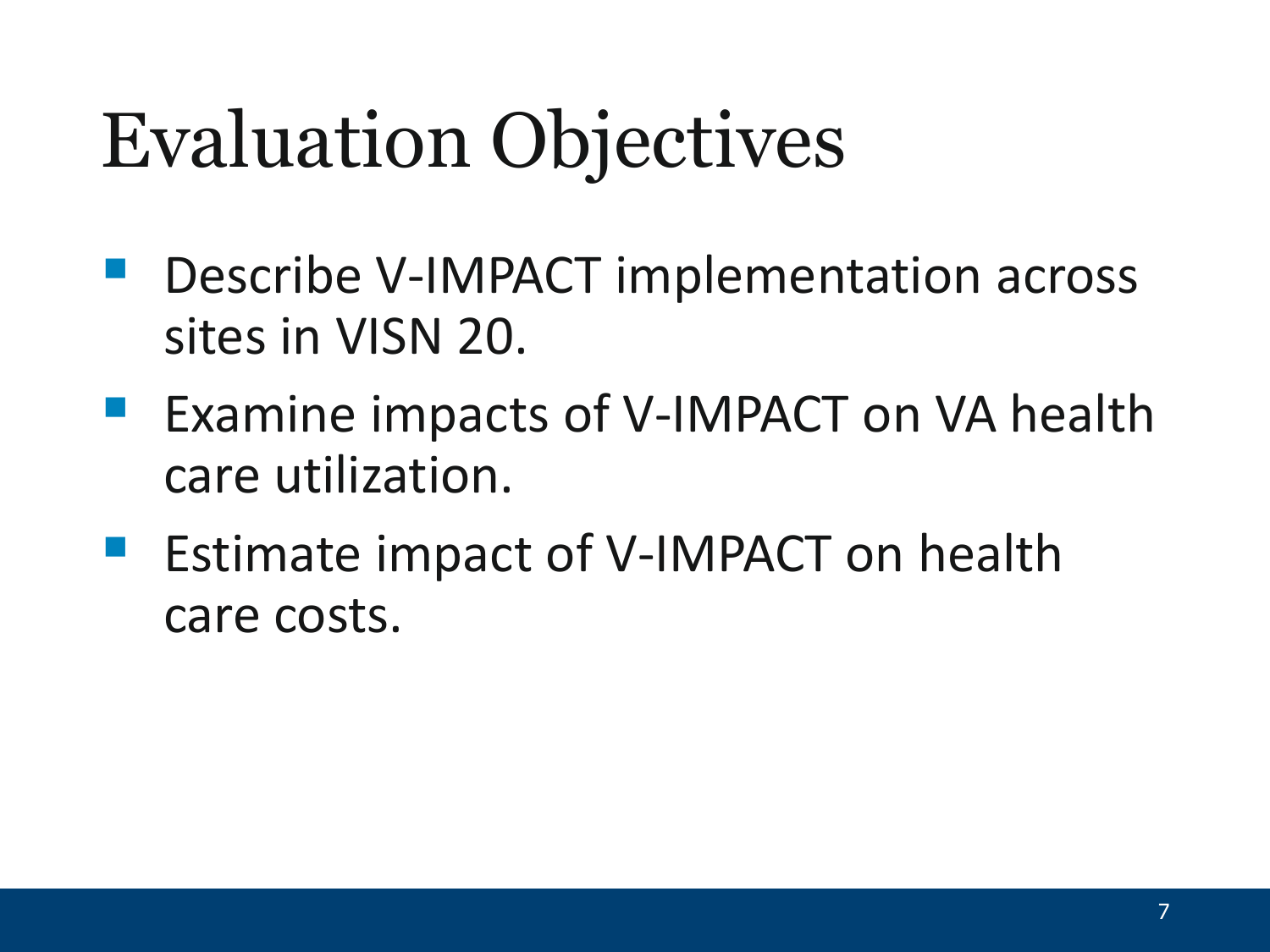# Evaluation Objectives

- Describe V-IMPACT implementation across sites in VISN 20.
- Examine impacts of V-IMPACT on VA health care utilization.
- Estimate impact of V-IMPACT on health care costs.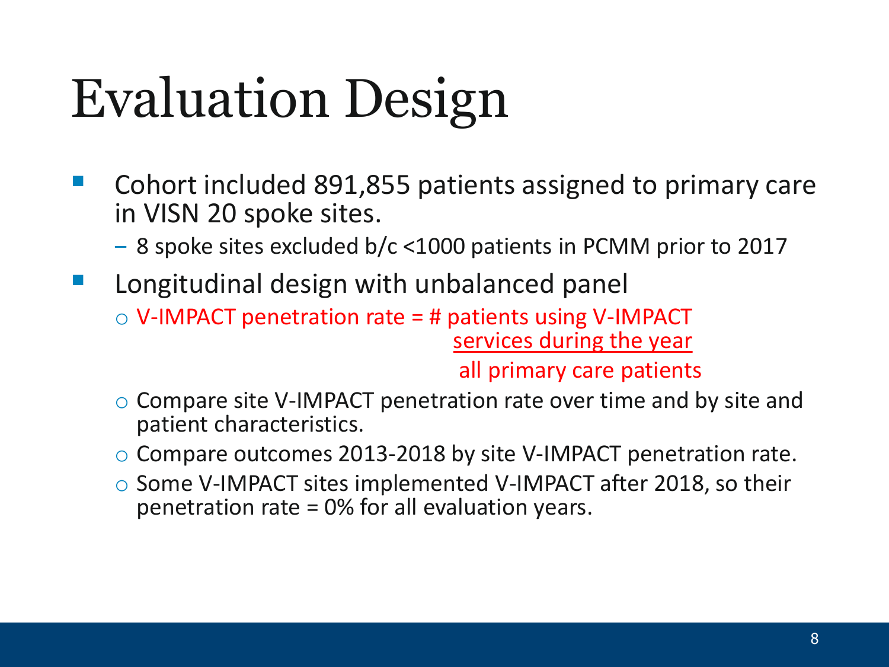# Evaluation Design

- Cohort included 891,855 patients assigned to primary care in VISN 20 spoke sites.
  - 8 spoke sites excluded b/c <1000 patients in PCMM prior to 2017
- Longitudinal design with unbalanced panel
  - V-IMPACT penetration rate = # patients using V-IMPACT services during the year / all primary care patients

    $$\text{V-IMPACT penetration rate} = \frac{\text{\# patients using V-IMPACT services during the year}}{\text{all primary care patients}}$$

  - Compare site V-IMPACT penetration rate over time and by site and patient characteristics.
  - Compare outcomes 2013-2018 by site V-IMPACT penetration rate.
  - Some V-IMPACT sites implemented V-IMPACT after 2018, so their penetration rate = 0% for all evaluation years.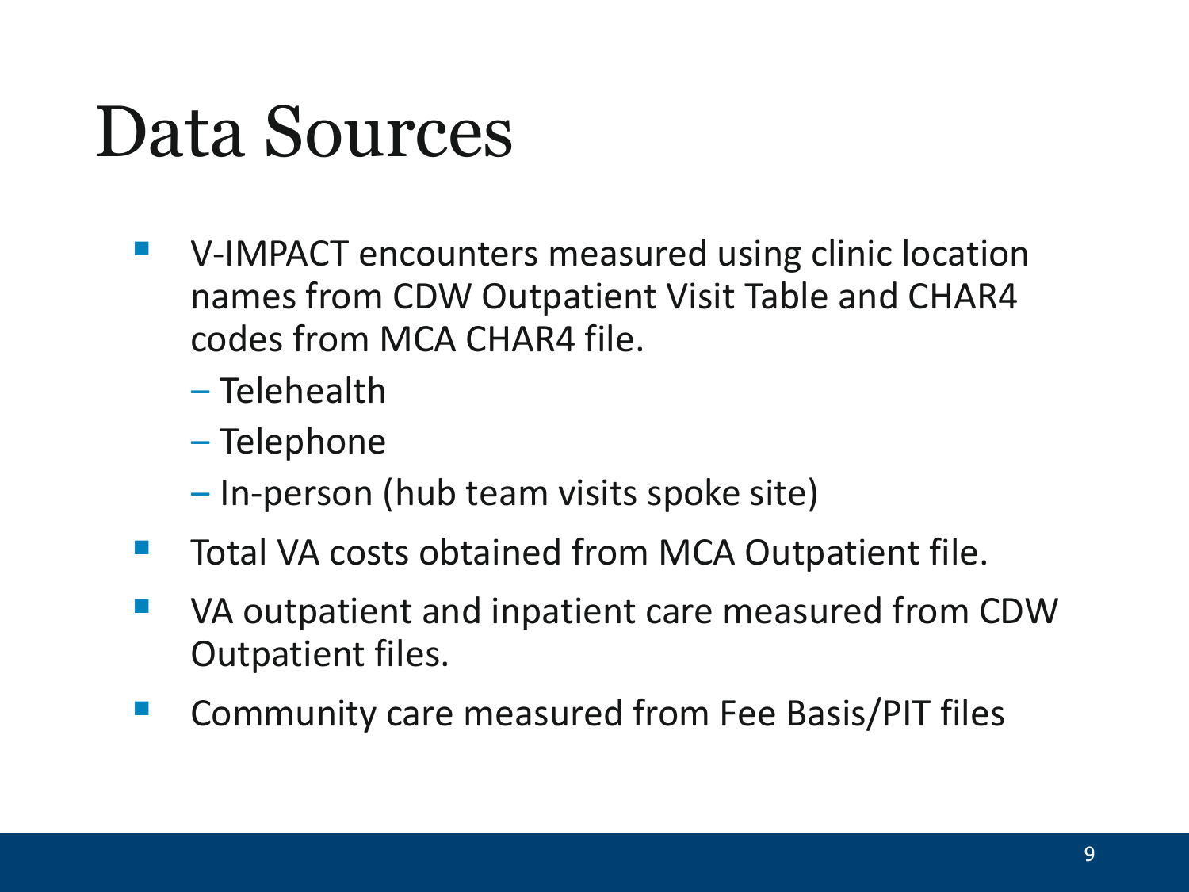# Data Sources

- V-IMPACT encounters measured using clinic location names from CDW Outpatient Visit Table and CHAR4 codes from MCA CHAR4 file.
  - Telehealth
  - Telephone
  - In-person (hub team visits spoke site)
- Total VA costs obtained from MCA Outpatient file.
- VA outpatient and inpatient care measured from CDW Outpatient files.
- Community care measured from Fee Basis/PIT files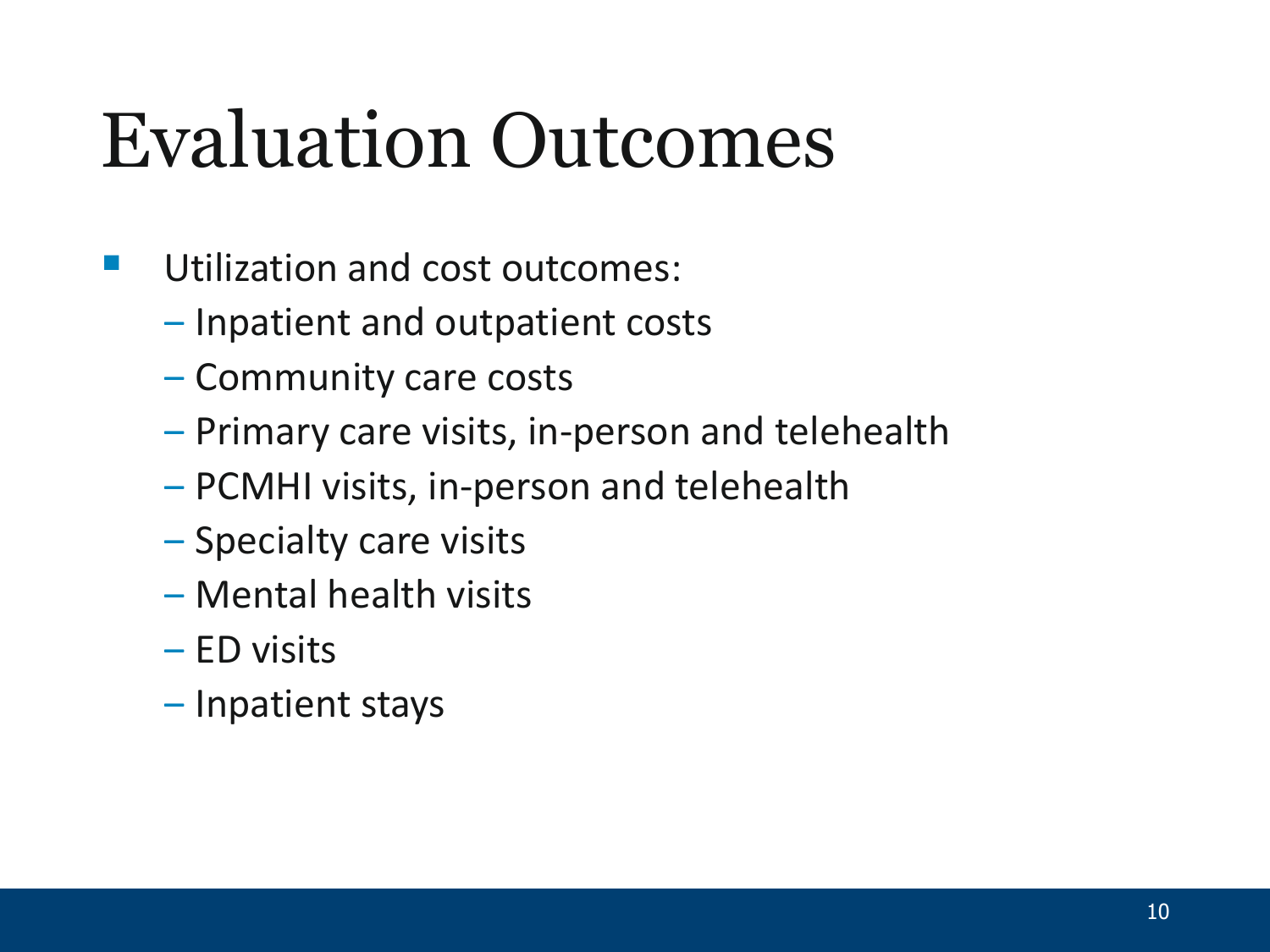# Evaluation Outcomes

- Utilization and cost outcomes:
  - Inpatient and outpatient costs
  - Community care costs
  - Primary care visits, in-person and telehealth
  - PCMHI visits, in-person and telehealth
  - Specialty care visits
  - Mental health visits
  - ED visits
  - Inpatient stays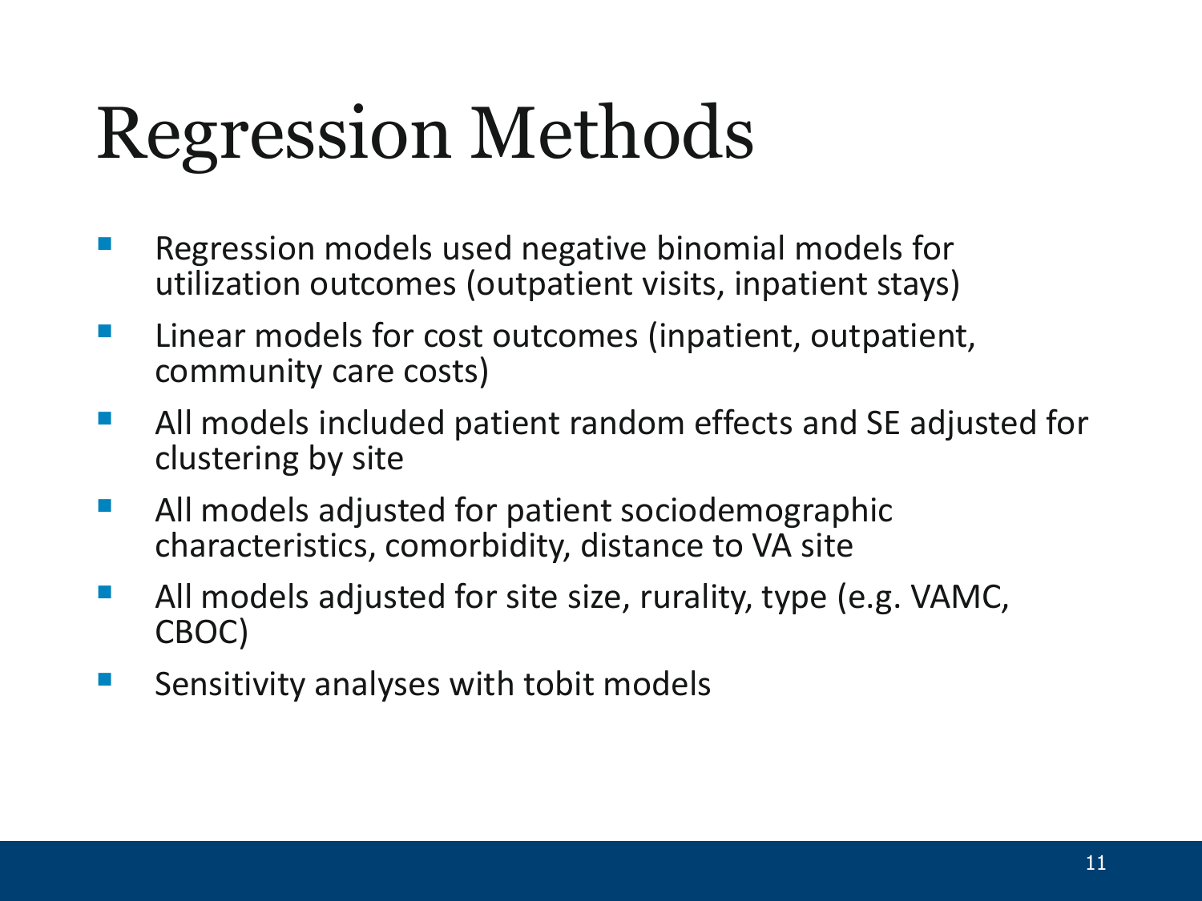# Regression Methods

- Regression models used negative binomial models for utilization outcomes (outpatient visits, inpatient stays)
- Linear models for cost outcomes (inpatient, outpatient, community care costs)
- All models included patient random effects and SE adjusted for clustering by site
- All models adjusted for patient sociodemographic characteristics, comorbidity, distance to VA site
- All models adjusted for site size, rurality, type (e.g. VAMC, CBOC)
- Sensitivity analyses with tobit models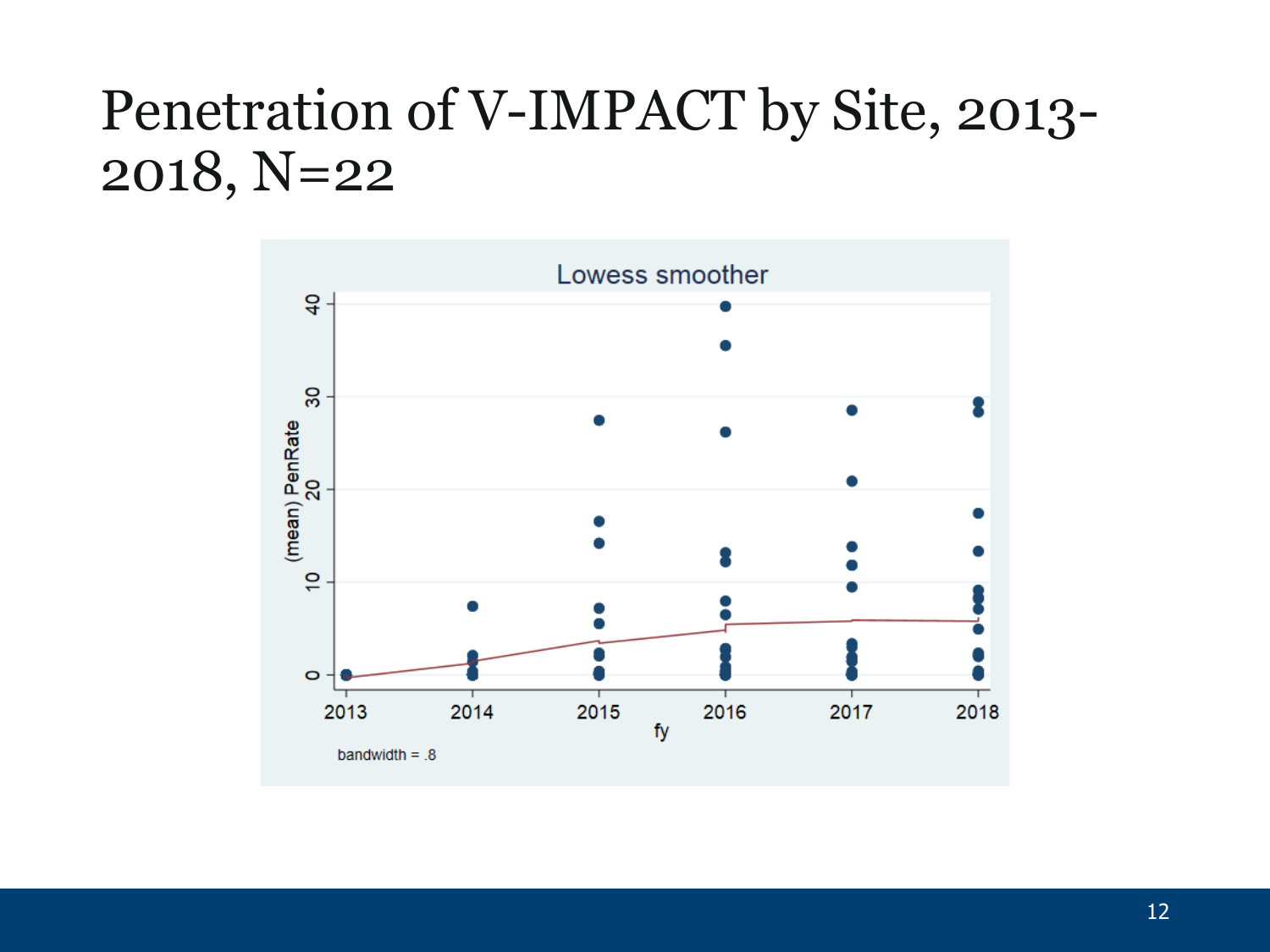# Penetration of V-IMPACT by Site, 2013-2018, N=22

Lowess smoother

(mean) PenRate

fy

bandwidth = .8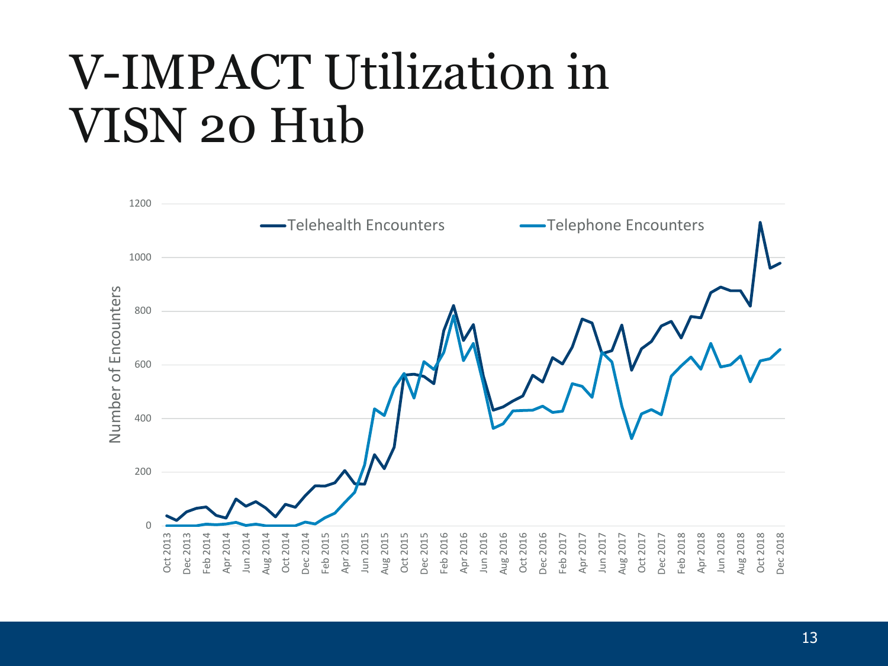# V-IMPACT Utilization in VISN 20 Hub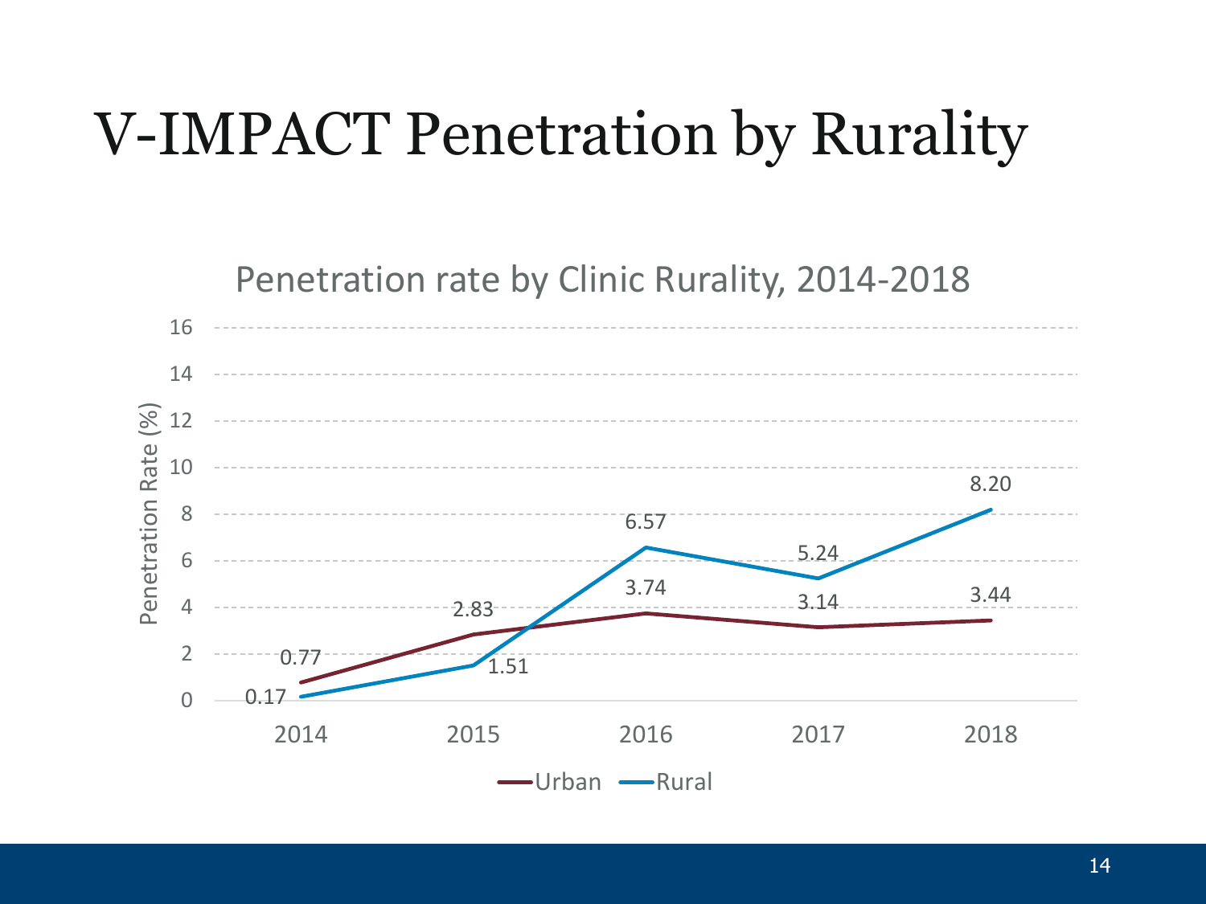# V-IMPACT Penetration by Rurality

Penetration rate by Clinic Rurality, 2014-2018

| Year | Urban | Rural |
|---|---|---|
| 2014 | 0.77 | 0.17 |
| 2015 | 2.83 | 1.51 |
| 2016 | 3.74 | 6.57 |
| 2017 | 3.14 | 5.24 |
| 2018 | 3.44 | 8.20 |

Penetration Rate (%)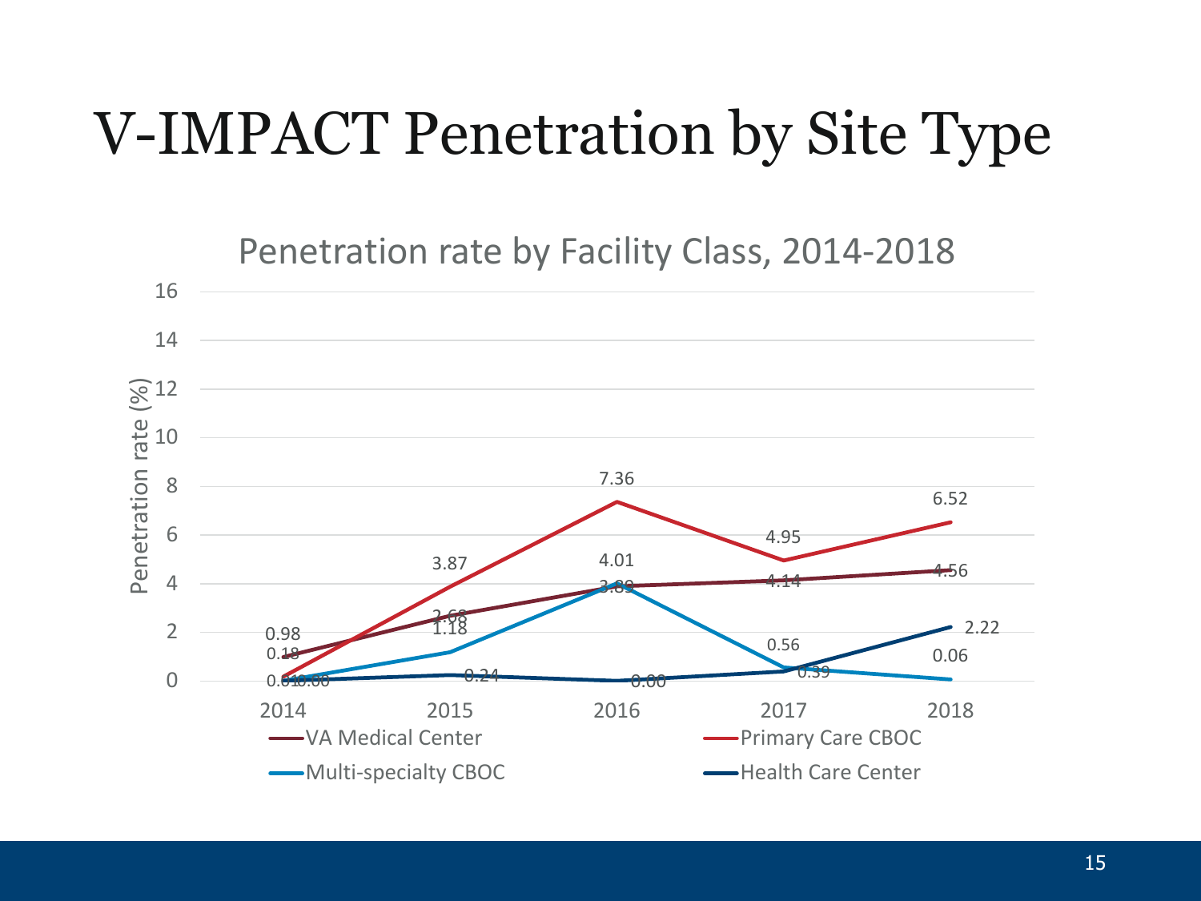# V-IMPACT Penetration by Site Type

## Penetration rate by Facility Class, 2014-2018

Penetration rate (%)

| Facility Class | 2014 | 2015 | 2016 | 2017 | 2018 |
|---|---|---|---|---|---|
| VA Medical Center | 0.98 | 2.68 | 3.89 | 4.14 | 4.56 |
| Primary Care CBOC | 0.18 | 3.87 | 7.36 | 4.95 | 6.52 |
| Multi-specialty CBOC | 0.01 | 1.18 | 4.01 | 0.56 | 0.06 |
| Health Care Center | 0.00 | 0.24 | 0.00 | 0.39 | 2.22 |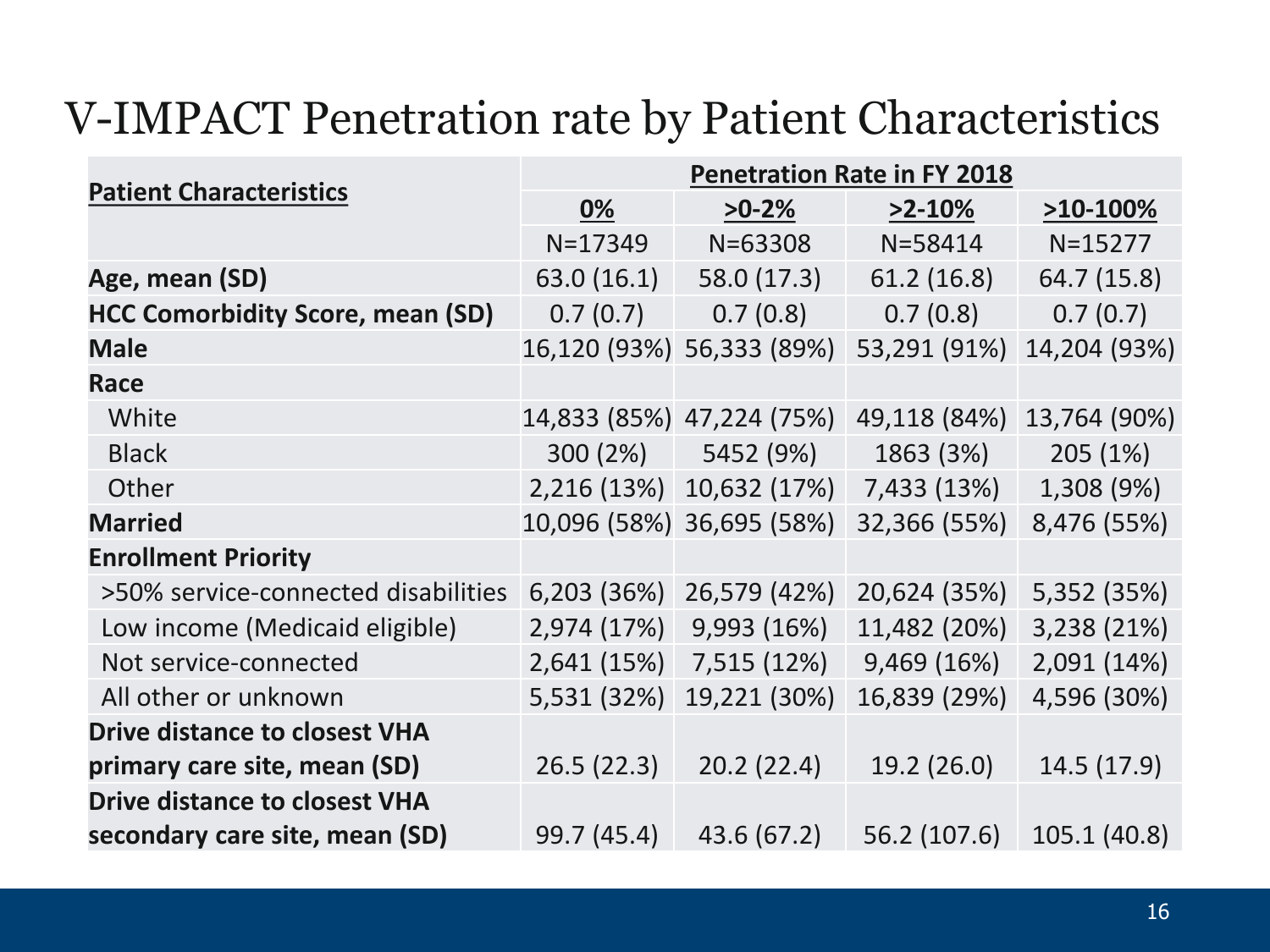# V-IMPACT Penetration rate by Patient Characteristics

| Patient Characteristics | Penetration Rate in FY 2018 | | | |
|---|---|---|---|---|
| | 0% | >0-2% | >2-10% | >10-100% |
| | N=17349 | N=63308 | N=58414 | N=15277 |
| **Age, mean (SD)** | 63.0 (16.1) | 58.0 (17.3) | 61.2 (16.8) | 64.7 (15.8) |
| **HCC Comorbidity Score, mean (SD)** | 0.7 (0.7) | 0.7 (0.8) | 0.7 (0.8) | 0.7 (0.7) |
| **Male** | 16,120 (93%) | 56,333 (89%) | 53,291 (91%) | 14,204 (93%) |
| **Race** | | | | |
| White | 14,833 (85%) | 47,224 (75%) | 49,118 (84%) | 13,764 (90%) |
| Black | 300 (2%) | 5452 (9%) | 1863 (3%) | 205 (1%) |
| Other | 2,216 (13%) | 10,632 (17%) | 7,433 (13%) | 1,308 (9%) |
| **Married** | 10,096 (58%) | 36,695 (58%) | 32,366 (55%) | 8,476 (55%) |
| **Enrollment Priority** | | | | |
| >50% service-connected disabilities | 6,203 (36%) | 26,579 (42%) | 20,624 (35%) | 5,352 (35%) |
| Low income (Medicaid eligible) | 2,974 (17%) | 9,993 (16%) | 11,482 (20%) | 3,238 (21%) |
| Not service-connected | 2,641 (15%) | 7,515 (12%) | 9,469 (16%) | 2,091 (14%) |
| All other or unknown | 5,531 (32%) | 19,221 (30%) | 16,839 (29%) | 4,596 (30%) |
| **Drive distance to closest VHA primary care site, mean (SD)** | 26.5 (22.3) | 20.2 (22.4) | 19.2 (26.0) | 14.5 (17.9) |
| **Drive distance to closest VHA secondary care site, mean (SD)** | 99.7 (45.4) | 43.6 (67.2) | 56.2 (107.6) | 105.1 (40.8) |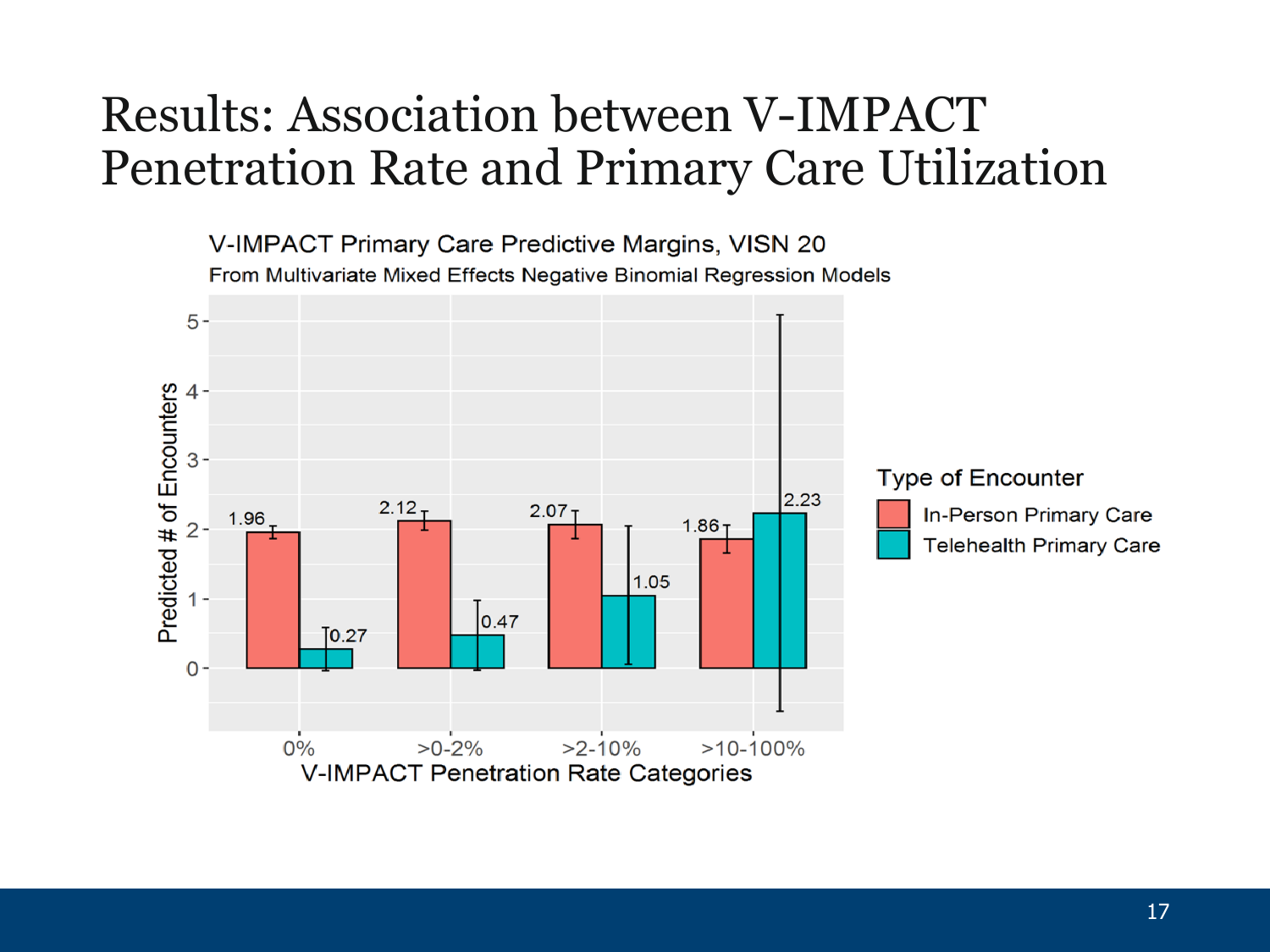# Results: Association between V-IMPACT Penetration Rate and Primary Care Utilization

V-IMPACT Primary Care Predictive Margins, VISN 20

From Multivariate Mixed Effects Negative Binomial Regression Models

| V-IMPACT Penetration Rate Categories | In-Person Primary Care | Telehealth Primary Care |
|---|---|---|
| 0% | 1.96 | 0.27 |
| >0-2% | 2.12 | 0.47 |
| >2-10% | 2.07 | 1.05 |
| >10-100% | 1.86 | 2.23 |

Y-axis: Predicted # of Encounters

Type of Encounter: In-Person Primary Care; Telehealth Primary Care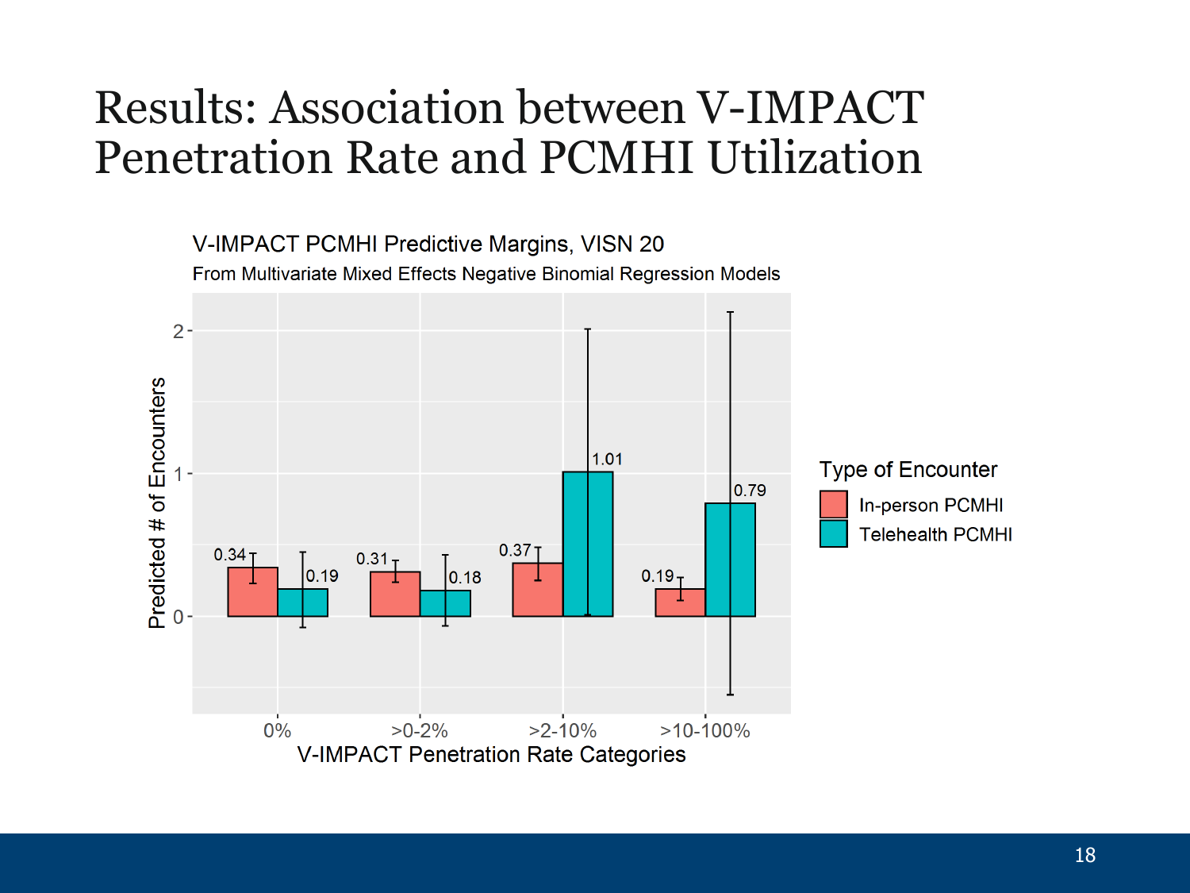# Results: Association between V-IMPACT Penetration Rate and PCMHI Utilization

V-IMPACT PCMHI Predictive Margins, VISN 20

From Multivariate Mixed Effects Negative Binomial Regression Models

| V-IMPACT Penetration Rate Categories | In-person PCMHI | Telehealth PCMHI |
|---|---|---|
| 0% | 0.34 | 0.19 |
| >0-2% | 0.31 | 0.18 |
| >2-10% | 0.37 | 1.01 |
| >10-100% | 0.19 | 0.79 |

Y-axis: Predicted # of Encounters

X-axis: V-IMPACT Penetration Rate Categories

Type of Encounter: In-person PCMHI; Telehealth PCMHI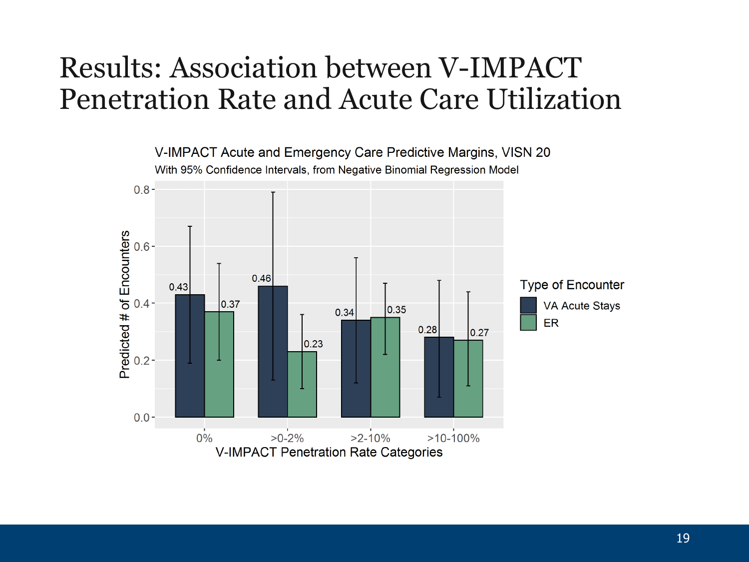# Results: Association between V-IMPACT Penetration Rate and Acute Care Utilization

V-IMPACT Acute and Emergency Care Predictive Margins, VISN 20

With 95% Confidence Intervals, from Negative Binomial Regression Model

| V-IMPACT Penetration Rate Categories | VA Acute Stays | ER |
|---|---|---|
| 0% | 0.43 | 0.37 |
| >0-2% | 0.46 | 0.23 |
| >2-10% | 0.34 | 0.35 |
| >10-100% | 0.28 | 0.27 |

Predicted # of Encounters

Type of Encounter: VA Acute Stays; ER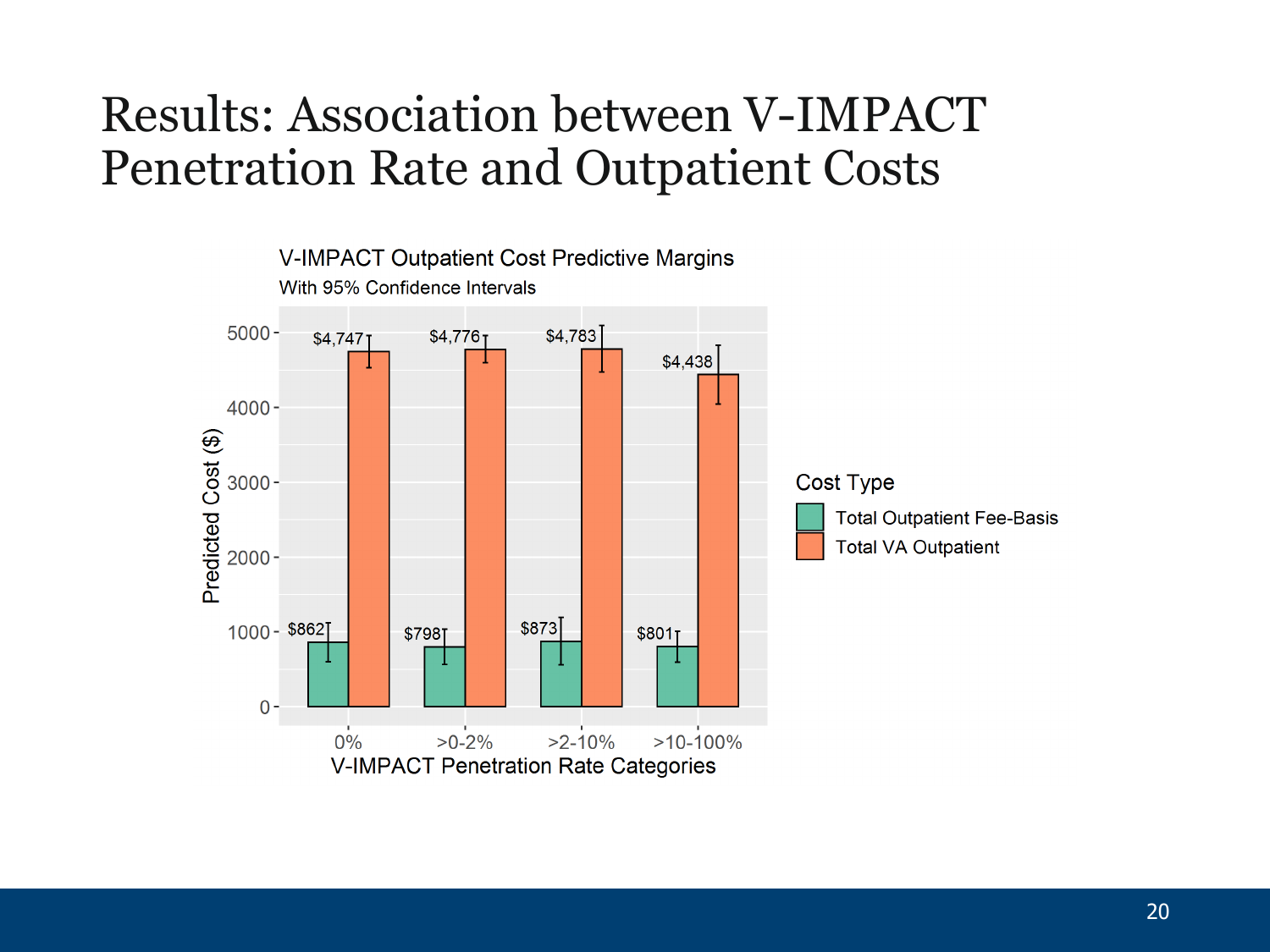# Results: Association between V-IMPACT Penetration Rate and Outpatient Costs

**V-IMPACT Outpatient Cost Predictive Margins**

With 95% Confidence Intervals

| V-IMPACT Penetration Rate Categories | Total Outpatient Fee-Basis | Total VA Outpatient |
| --- | --- | --- |
| 0% | $862 | $4,747 |
| >0-2% | $798 | $4,776 |
| >2-10% | $873 | $4,783 |
| >10-100% | $801 | $4,438 |

Y-axis: Predicted Cost ($)

Cost Type: Total Outpatient Fee-Basis; Total VA Outpatient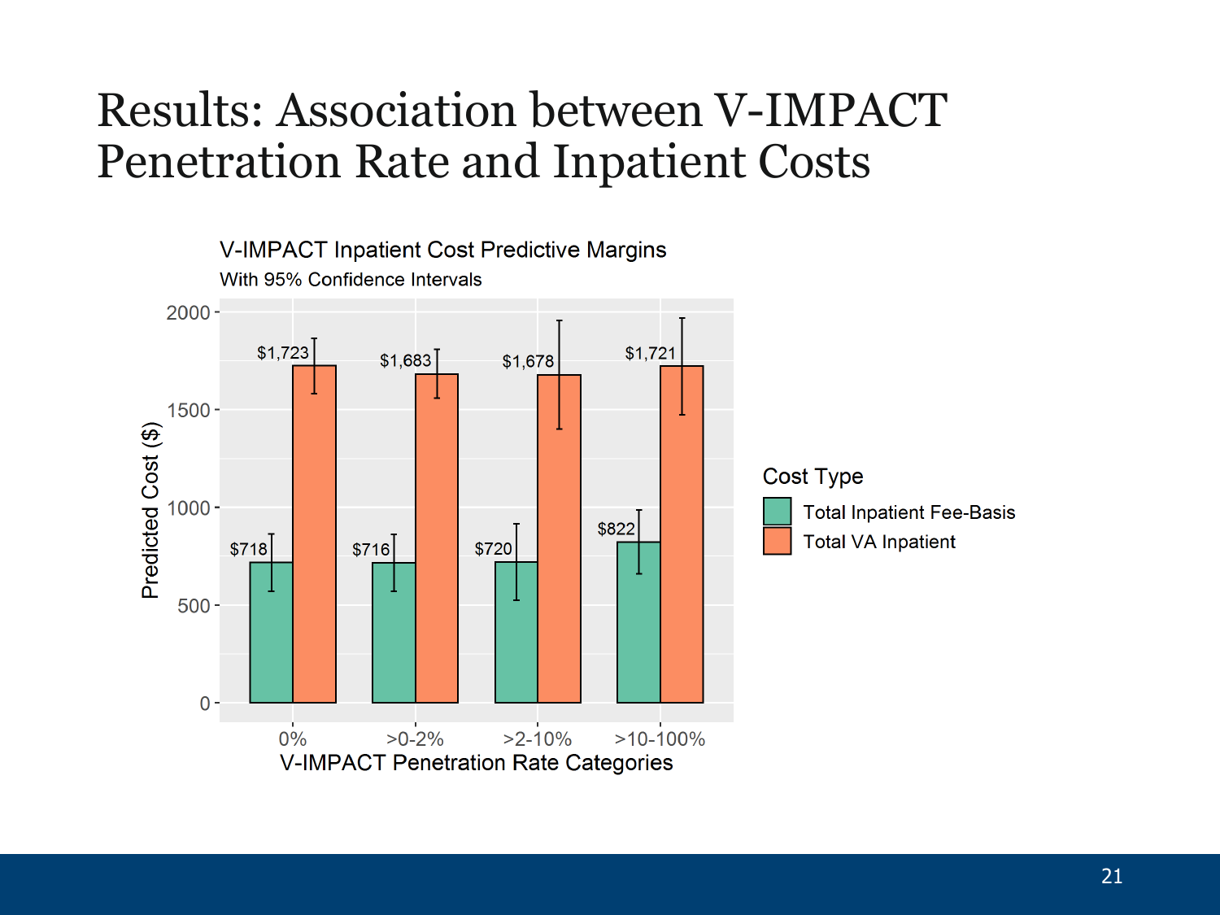# Results: Association between V-IMPACT Penetration Rate and Inpatient Costs

V-IMPACT Inpatient Cost Predictive Margins

With 95% Confidence Intervals

| V-IMPACT Penetration Rate Categories | Total Inpatient Fee-Basis | Total VA Inpatient |
| --- | --- | --- |
| 0% | $718 | $1,723 |
| >0-2% | $716 | $1,683 |
| >2-10% | $720 | $1,678 |
| >10-100% | $822 | $1,721 |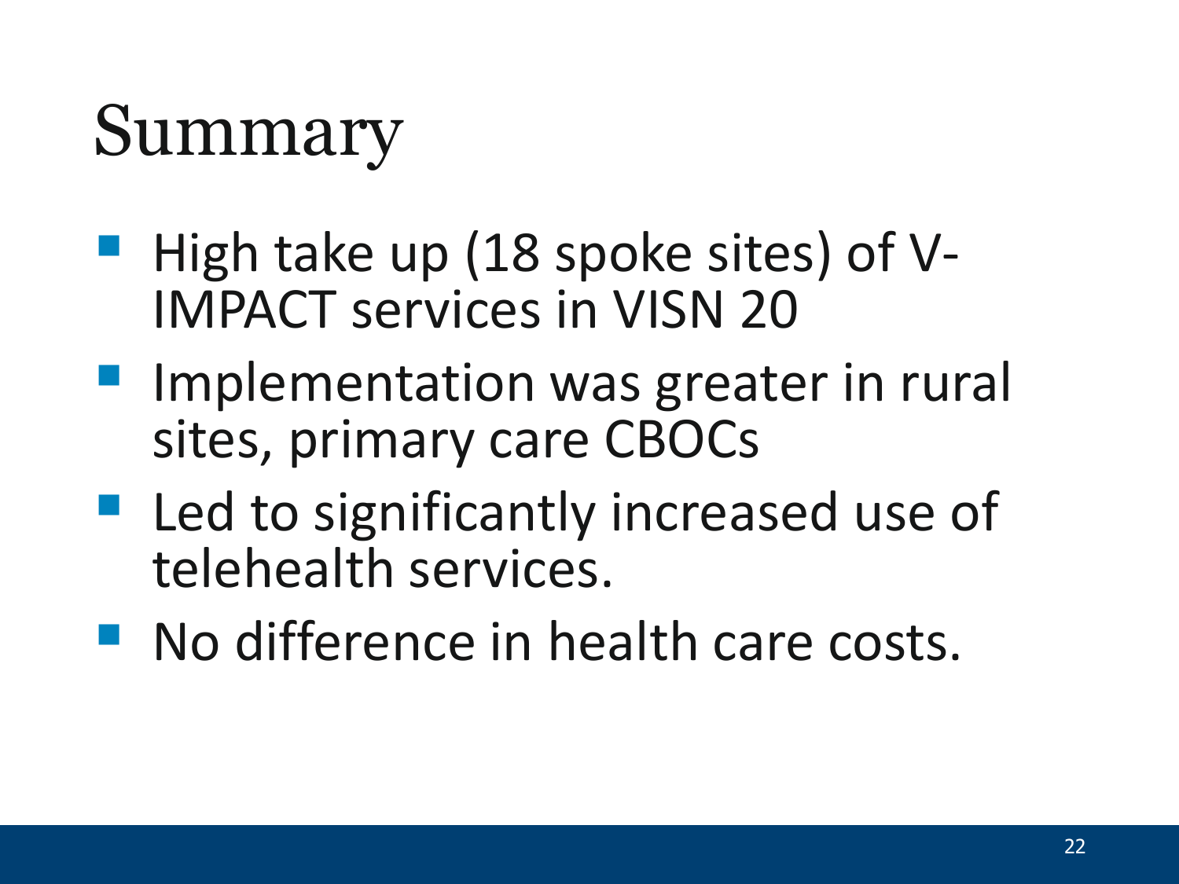# Summary

- High take up (18 spoke sites) of V-IMPACT services in VISN 20
- Implementation was greater in rural sites, primary care CBOCs
- Led to significantly increased use of telehealth services.
- No difference in health care costs.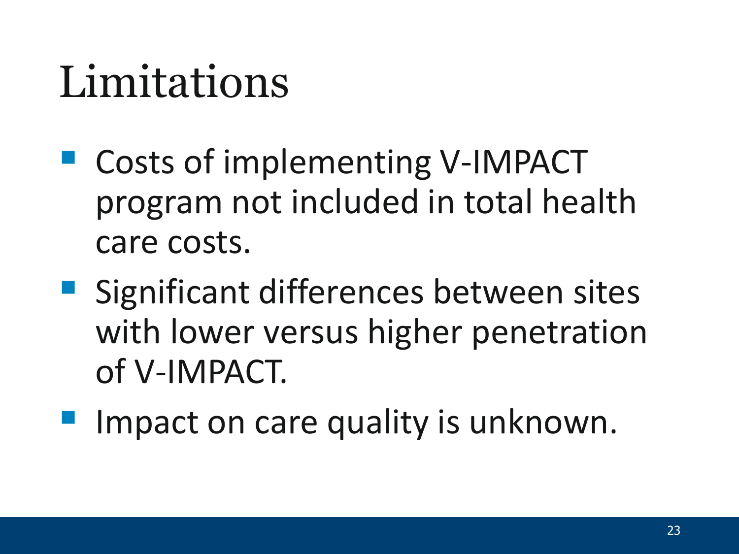# Limitations

- Costs of implementing V-IMPACT program not included in total health care costs.
- Significant differences between sites with lower versus higher penetration of V-IMPACT.
- Impact on care quality is unknown.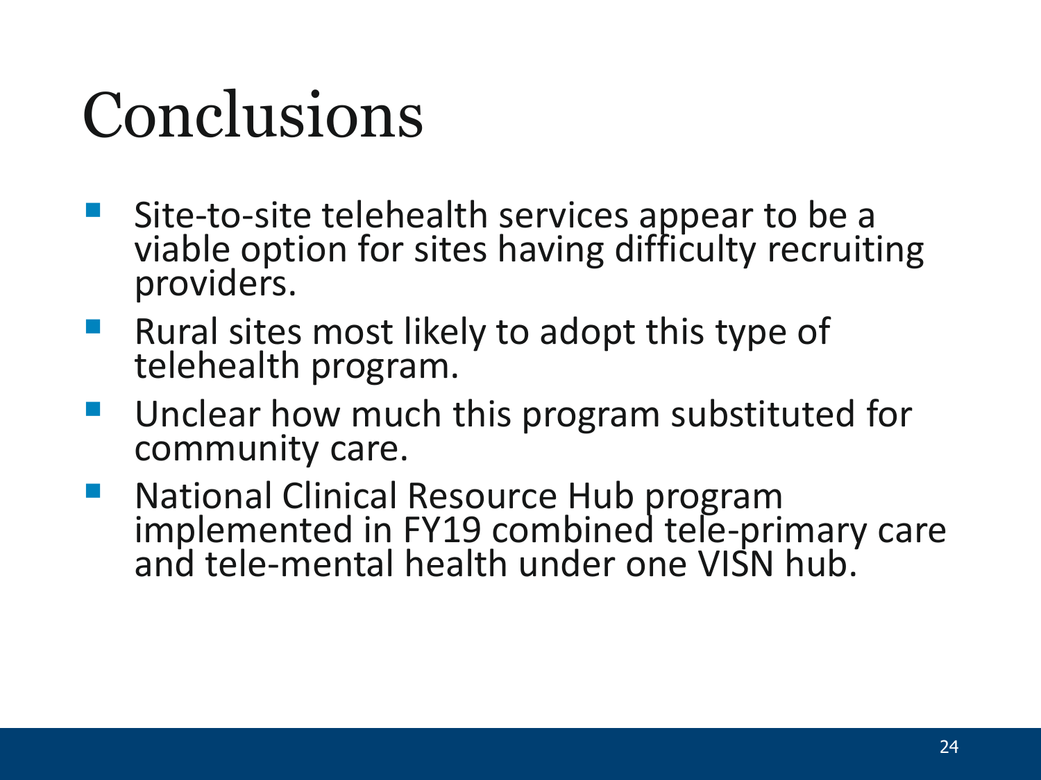# Conclusions

- Site-to-site telehealth services appear to be a viable option for sites having difficulty recruiting providers.
- Rural sites most likely to adopt this type of telehealth program.
- Unclear how much this program substituted for community care.
- National Clinical Resource Hub program implemented in FY19 combined tele-primary care and tele-mental health under one VISN hub.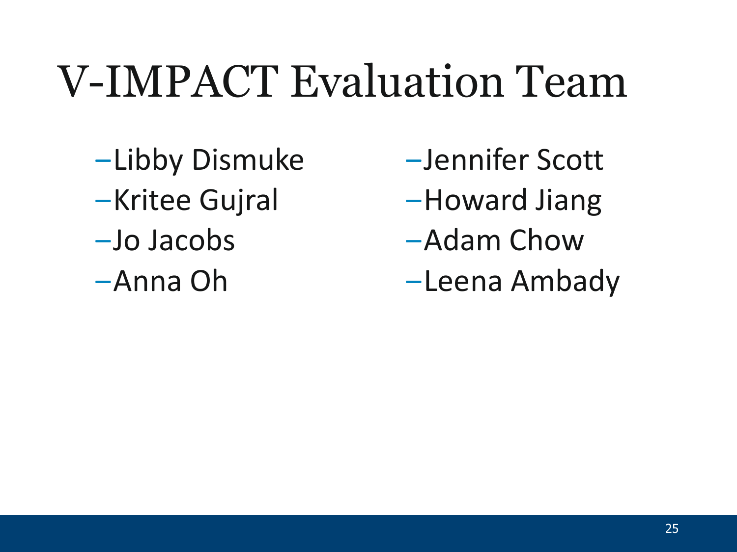# V-IMPACT Evaluation Team

- Libby Dismuke
- Kritee Gujral
- Jo Jacobs
- Anna Oh
- Jennifer Scott
- Howard Jiang
- Adam Chow
- Leena Ambady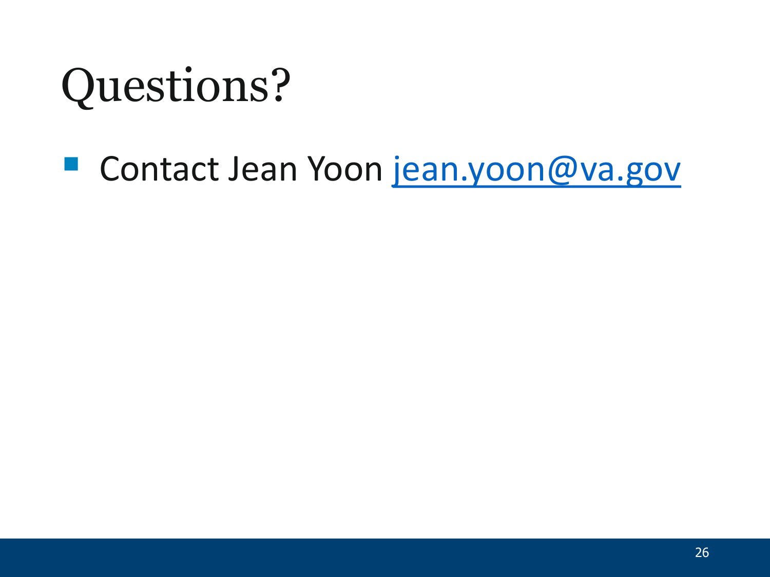# Questions?

- Contact Jean Yoon [jean.yoon@va.gov](mailto:jean.yoon@va.gov)